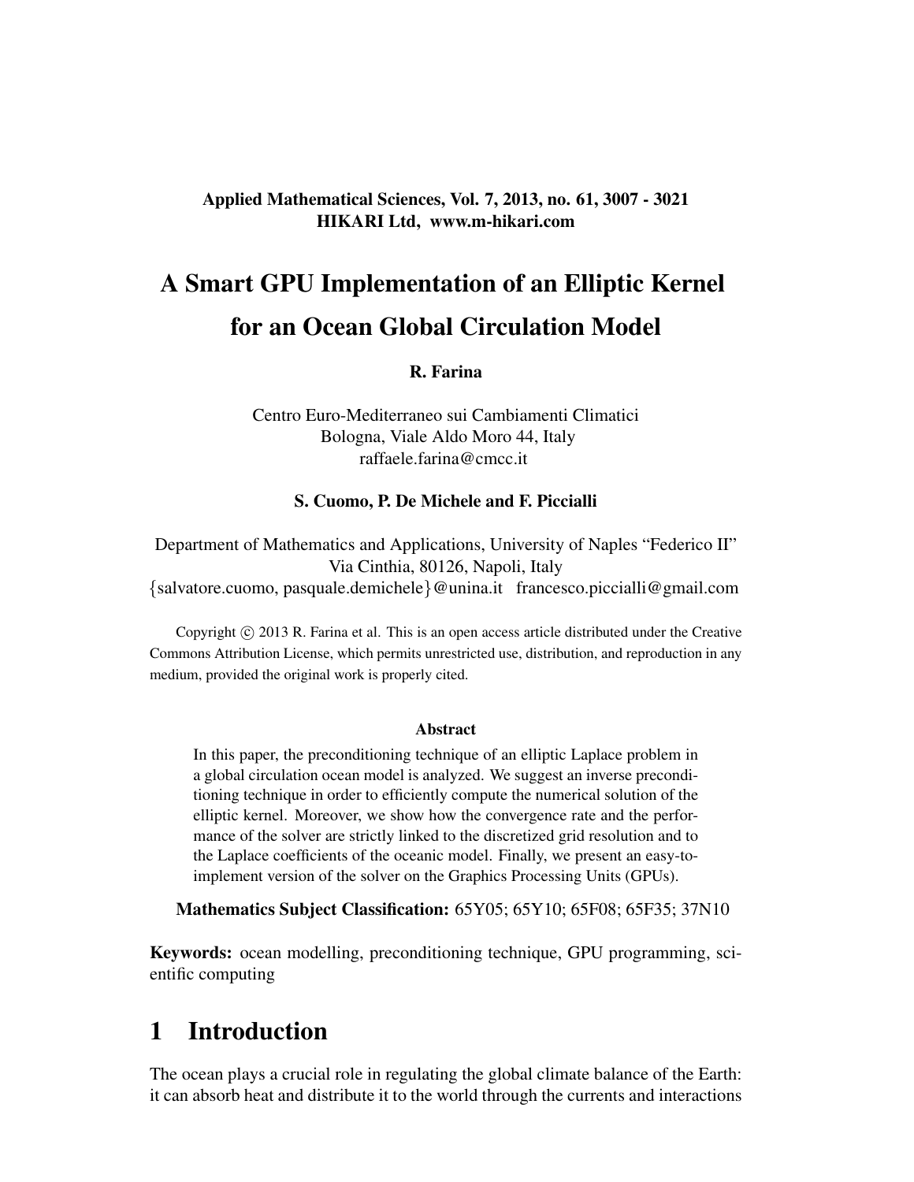# A Smart GPU Implementation of an Elliptic Kernel for an Ocean Global Circulation Model

**R. Farina**

Centro Euro-Mediterraneo sui Cambiamenti Climatici
Bologna, Viale Aldo Moro 44, Italy
raffaele.farina@cmcc.it

**S. Cuomo, P. De Michele and F. Piccialli**

Department of Mathematics and Applications, University of Naples "Federico II"
Via Cinthia, 80126, Napoli, Italy
{salvatore.cuomo, pasquale.demichele}@unina.it francesco.piccialli@gmail.com

Copyright © 2013 R. Farina et al. This is an open access article distributed under the Creative Commons Attribution License, which permits unrestricted use, distribution, and reproduction in any medium, provided the original work is properly cited.

**Abstract**

In this paper, the preconditioning technique of an elliptic Laplace problem in a global circulation ocean model is analyzed. We suggest an inverse preconditioning technique in order to efficiently compute the numerical solution of the elliptic kernel. Moreover, we show how the convergence rate and the performance of the solver are strictly linked to the discretized grid resolution and to the Laplace coefficients of the oceanic model. Finally, we present an easy-to-implement version of the solver on the Graphics Processing Units (GPUs).

**Mathematics Subject Classification:** 65Y05; 65Y10; 65F08; 65F35; 37N10

**Keywords:** ocean modelling, preconditioning technique, GPU programming, scientific computing

# 1 Introduction

The ocean plays a crucial role in regulating the global climate balance of the Earth: it can absorb heat and distribute it to the world through the currents and interactions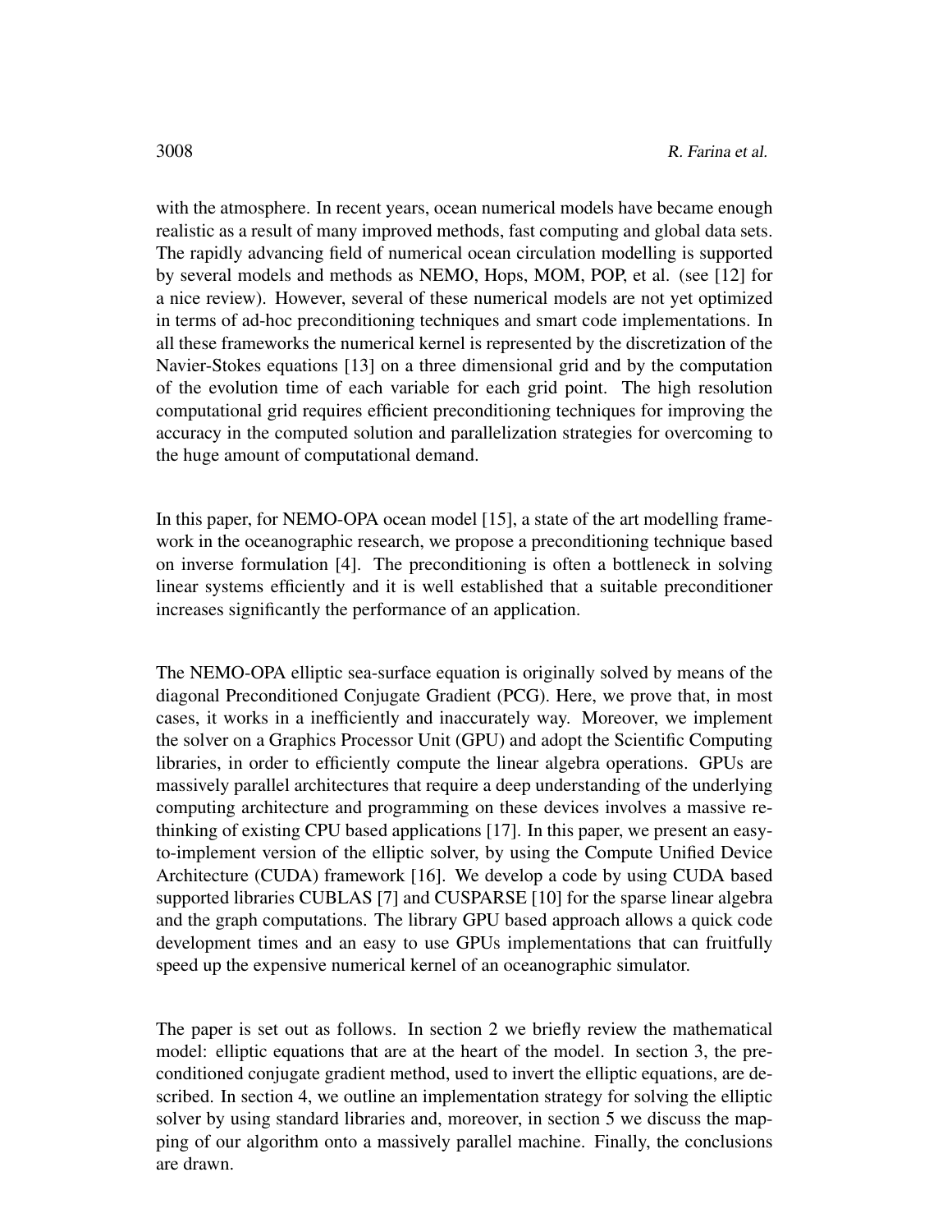with the atmosphere. In recent years, ocean numerical models have became enough realistic as a result of many improved methods, fast computing and global data sets. The rapidly advancing field of numerical ocean circulation modelling is supported by several models and methods as NEMO, Hops, MOM, POP, et al. (see [12] for a nice review). However, several of these numerical models are not yet optimized in terms of ad-hoc preconditioning techniques and smart code implementations. In all these frameworks the numerical kernel is represented by the discretization of the Navier-Stokes equations [13] on a three dimensional grid and by the computation of the evolution time of each variable for each grid point. The high resolution computational grid requires efficient preconditioning techniques for improving the accuracy in the computed solution and parallelization strategies for overcoming to the huge amount of computational demand.

In this paper, for NEMO-OPA ocean model [15], a state of the art modelling framework in the oceanographic research, we propose a preconditioning technique based on inverse formulation [4]. The preconditioning is often a bottleneck in solving linear systems efficiently and it is well established that a suitable preconditioner increases significantly the performance of an application.

The NEMO-OPA elliptic sea-surface equation is originally solved by means of the diagonal Preconditioned Conjugate Gradient (PCG). Here, we prove that, in most cases, it works in a inefficiently and inaccurately way. Moreover, we implement the solver on a Graphics Processor Unit (GPU) and adopt the Scientific Computing libraries, in order to efficiently compute the linear algebra operations. GPUs are massively parallel architectures that require a deep understanding of the underlying computing architecture and programming on these devices involves a massive re-thinking of existing CPU based applications [17]. In this paper, we present an easy-to-implement version of the elliptic solver, by using the Compute Unified Device Architecture (CUDA) framework [16]. We develop a code by using CUDA based supported libraries CUBLAS [7] and CUSPARSE [10] for the sparse linear algebra and the graph computations. The library GPU based approach allows a quick code development times and an easy to use GPUs implementations that can fruitfully speed up the expensive numerical kernel of an oceanographic simulator.

The paper is set out as follows. In section 2 we briefly review the mathematical model: elliptic equations that are at the heart of the model. In section 3, the preconditioned conjugate gradient method, used to invert the elliptic equations, are described. In section 4, we outline an implementation strategy for solving the elliptic solver by using standard libraries and, moreover, in section 5 we discuss the mapping of our algorithm onto a massively parallel machine. Finally, the conclusions are drawn.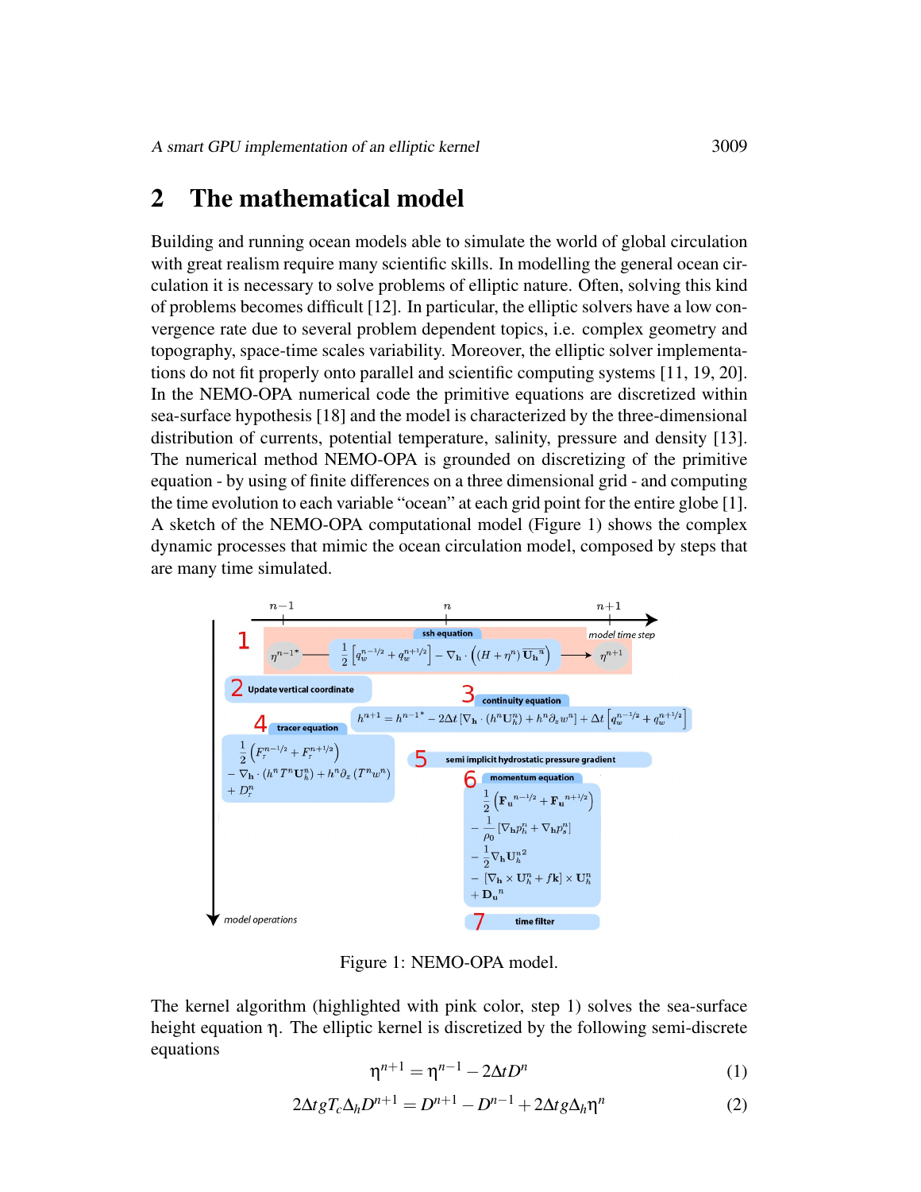## 2 The mathematical model

Building and running ocean models able to simulate the world of global circulation with great realism require many scientific skills. In modelling the general ocean circulation it is necessary to solve problems of elliptic nature. Often, solving this kind of problems becomes difficult [12]. In particular, the elliptic solvers have a low convergence rate due to several problem dependent topics, i.e. complex geometry and topography, space-time scales variability. Moreover, the elliptic solver implementations do not fit properly onto parallel and scientific computing systems [11, 19, 20]. In the NEMO-OPA numerical code the primitive equations are discretized within sea-surface hypothesis [18] and the model is characterized by the three-dimensional distribution of currents, potential temperature, salinity, pressure and density [13]. The numerical method NEMO-OPA is grounded on discretizing of the primitive equation - by using of finite differences on a three dimensional grid - and computing the time evolution to each variable "ocean" at each grid point for the entire globe [1]. A sketch of the NEMO-OPA computational model (Figure 1) shows the complex dynamic processes that mimic the ocean circulation model, composed by steps that are many time simulated.

Figure 1: NEMO-OPA model.

The kernel algorithm (highlighted with pink color, step 1) solves the sea-surface height equation $\eta$. The elliptic kernel is discretized by the following semi-discrete equations

$$\eta^{n+1} = \eta^{n-1} - 2\Delta t D^n \tag{1}$$

$$2\Delta t g T_c \Delta_h D^{n+1} = D^{n+1} - D^{n-1} + 2\Delta t g \Delta_h \eta^n \tag{2}$$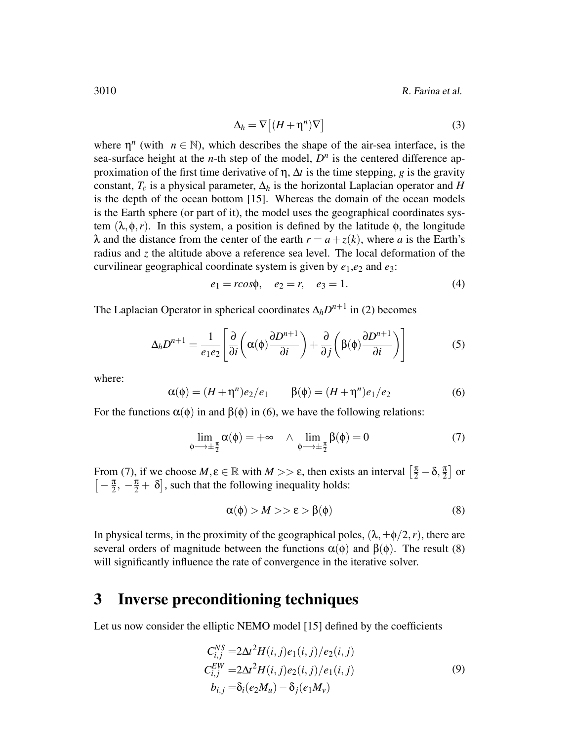$$\Delta_h = \nabla\left[(H+\eta^n)\nabla\right] \tag{3}$$

where $\eta^n$ (with $n \in \mathbb{N}$), which describes the shape of the air-sea interface, is the sea-surface height at the $n$-th step of the model, $D^n$ is the centered difference approximation of the first time derivative of $\eta$, $\Delta t$ is the time stepping, $g$ is the gravity constant, $T_c$ is a physical parameter, $\Delta_h$ is the horizontal Laplacian operator and $H$ is the depth of the ocean bottom [15]. Whereas the domain of the ocean models is the Earth sphere (or part of it), the model uses the geographical coordinates system $(\lambda, \phi, r)$. In this system, a position is defined by the latitude $\phi$, the longitude $\lambda$ and the distance from the center of the earth $r = a + z(k)$, where $a$ is the Earth's radius and $z$ the altitude above a reference sea level. The local deformation of the curvilinear geographical coordinate system is given by $e_1$,$e_2$ and $e_3$:

$$e_1 = rcos\phi, \quad e_2 = r, \quad e_3 = 1. \tag{4}$$

The Laplacian Operator in spherical coordinates $\Delta_h D^{n+1}$ in (2) becomes

$$\Delta_h D^{n+1} = \frac{1}{e_1 e_2}\left[\frac{\partial}{\partial i}\left(\alpha(\phi)\frac{\partial D^{n+1}}{\partial i}\right) + \frac{\partial}{\partial j}\left(\beta(\phi)\frac{\partial D^{n+1}}{\partial i}\right)\right] \tag{5}$$

where:

$$\alpha(\phi) = (H+\eta^n)e_2/e_1 \qquad \beta(\phi) = (H+\eta^n)e_1/e_2 \tag{6}$$

For the functions $\alpha(\phi)$ in and $\beta(\phi)$ in (6), we have the following relations:

$$\lim_{\phi \longrightarrow \pm\frac{\pi}{2}} \alpha(\phi) = +\infty \quad \wedge \lim_{\phi \longrightarrow \pm\frac{\pi}{2}} \beta(\phi) = 0 \tag{7}$$

From (7), if we choose $M, \varepsilon \in \mathbb{R}$ with $M >> \varepsilon$, then exists an interval $\left[\frac{\pi}{2} - \delta, \frac{\pi}{2}\right]$ or $\left[-\frac{\pi}{2}, -\frac{\pi}{2} + \delta\right]$, such that the following inequality holds:

$$\alpha(\phi) > M >> \varepsilon > \beta(\phi) \tag{8}$$

In physical terms, in the proximity of the geographical poles, $(\lambda, \pm\phi/2, r)$, there are several orders of magnitude between the functions $\alpha(\phi)$ and $\beta(\phi)$. The result (8) will significantly influence the rate of convergence in the iterative solver.

## 3 Inverse preconditioning techniques

Let us now consider the elliptic NEMO model [15] defined by the coefficients

$$\begin{aligned} C_{i,j}^{NS} &= 2\Delta t^2 H(i,j)e_1(i,j)/e_2(i,j) \\ C_{i,j}^{EW} &= 2\Delta t^2 H(i,j)e_2(i,j)/e_1(i,j) \\ b_{i,j} &= \delta_i(e_2 M_u) - \delta_j(e_1 M_v) \end{aligned} \tag{9}$$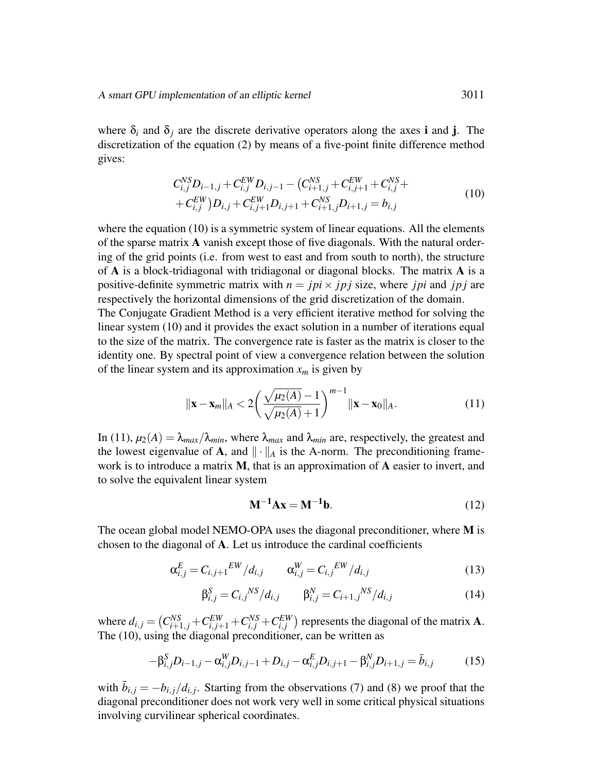where $\delta_i$ and $\delta_j$ are the discrete derivative operators along the axes **i** and **j**. The discretization of the equation (2) by means of a five-point finite difference method gives:

$$
\begin{aligned}
&C_{i,j}^{NS} D_{i-1,j} + C_{i,j}^{EW} D_{i,j-1} - \left(C_{i+1,j}^{NS} + C_{i,j+1}^{EW} + C_{i,j}^{NS} + \right. \\
&\left. + C_{i,j}^{EW}\right) D_{i,j} + C_{i,j+1}^{EW} D_{i,j+1} + C_{i+1,j}^{NS} D_{i+1,j} = b_{i,j}
\end{aligned}
\tag{10}
$$

where the equation (10) is a symmetric system of linear equations. All the elements of the sparse matrix **A** vanish except those of five diagonals. With the natural ordering of the grid points (i.e. from west to east and from south to north), the structure of **A** is a block-tridiagonal with tridiagonal or diagonal blocks. The matrix **A** is a positive-definite symmetric matrix with $n = jpi \times jpj$ size, where $jpi$ and $jpj$ are respectively the horizontal dimensions of the grid discretization of the domain.
The Conjugate Gradient Method is a very efficient iterative method for solving the linear system (10) and it provides the exact solution in a number of iterations equal to the size of the matrix. The convergence rate is faster as the matrix is closer to the identity one. By spectral point of view a convergence relation between the solution of the linear system and its approximation $x_m$ is given by

$$
\|\mathbf{x} - \mathbf{x}_m\|_A < 2\left(\frac{\sqrt{\mu_2(A)} - 1}{\sqrt{\mu_2(A)} + 1}\right)^{m-1} \|\mathbf{x} - \mathbf{x}_0\|_A. \tag{11}
$$

In (11), $\mu_2(A) = \lambda_{max}/\lambda_{min}$, where $\lambda_{max}$ and $\lambda_{min}$ are, respectively, the greatest and the lowest eigenvalue of **A**, and $\|\cdot\|_A$ is the A-norm. The preconditioning framework is to introduce a matrix **M**, that is an approximation of **A** easier to invert, and to solve the equivalent linear system

$$
\mathbf{M^{-1}Ax} = \mathbf{M^{-1}b}. \tag{12}
$$

The ocean global model NEMO-OPA uses the diagonal preconditioner, where **M** is chosen to the diagonal of **A**. Let us introduce the cardinal coefficients

$$
\alpha_{i,j}^{E} = {C_{i,j+1}}^{EW}/d_{i,j} \qquad \alpha_{i,j}^{W} = {C_{i,j}}^{EW}/d_{i,j} \tag{13}
$$

$$
\beta_{i,j}^{S} = {C_{i,j}}^{NS}/d_{i,j} \qquad \beta_{i,j}^{N} = {C_{i+1,j}}^{NS}/d_{i,j} \tag{14}
$$

where $d_{i,j} = \left(C_{i+1,j}^{NS} + C_{i,j+1}^{EW} + C_{i,j}^{NS} + C_{i,j}^{EW}\right)$ represents the diagonal of the matrix **A**. The (10), using the diagonal preconditioner, can be written as

$$
-\beta_{i,j}^{S} D_{i-1,j} - \alpha_{i,j}^{W} D_{i,j-1} + D_{i,j} - \alpha_{i,j}^{E} D_{i,j+1} - \beta_{i,j}^{N} D_{i+1,j} = \bar{b}_{i,j} \tag{15}
$$

with $\bar{b}_{i,j} = -b_{i,j}/d_{i,j}$. Starting from the observations (7) and (8) we proof that the diagonal preconditioner does not work very well in some critical physical situations involving curvilinear spherical coordinates.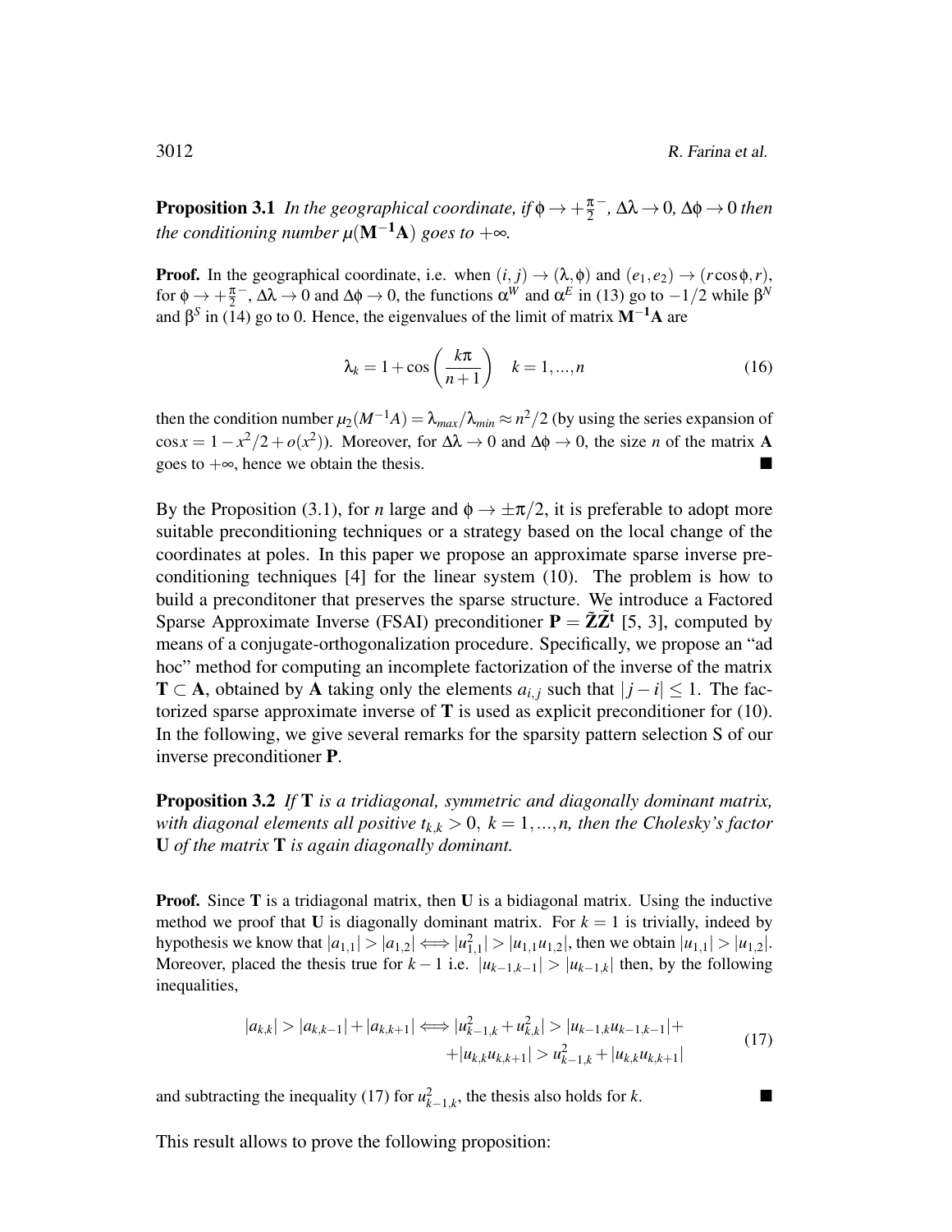**Proposition 3.1** *In the geographical coordinate, if $\phi \to +\frac{\pi}{2}^-$, $\Delta\lambda \to 0$, $\Delta\phi \to 0$ then the conditioning number $\mu(\mathbf{M^{-1}A})$ goes to $+\infty$.*

**Proof.** In the geographical coordinate, i.e. when $(i, j) \to (\lambda, \phi)$ and $(e_1, e_2) \to (r\cos\phi, r)$, for $\phi \to +\frac{\pi}{2}^-$, $\Delta\lambda \to 0$ and $\Delta\phi \to 0$, the functions $\alpha^W$ and $\alpha^E$ in (13) go to $-1/2$ while $\beta^N$ and $\beta^S$ in (14) go to 0. Hence, the eigenvalues of the limit of matrix $\mathbf{M^{-1}A}$ are

$$\lambda_k = 1 + \cos\left(\frac{k\pi}{n+1}\right) \quad k = 1, ..., n \tag{16}$$

then the condition number $\mu_2(M^{-1}A) = \lambda_{max}/\lambda_{min} \approx n^2/2$ (by using the series expansion of $\cos x = 1 - x^2/2 + o(x^2)$). Moreover, for $\Delta\lambda \to 0$ and $\Delta\phi \to 0$, the size $n$ of the matrix $\mathbf{A}$ goes to $+\infty$, hence we obtain the thesis. ∎

By the Proposition (3.1), for $n$ large and $\phi \to \pm\pi/2$, it is preferable to adopt more suitable preconditioning techniques or a strategy based on the local change of the coordinates at poles. In this paper we propose an approximate sparse inverse preconditioning techniques [4] for the linear system (10). The problem is how to build a preconditoner that preserves the sparse structure. We introduce a Factored Sparse Approximate Inverse (FSAI) preconditioner $\mathbf{P} = \tilde{\mathbf{Z}}\tilde{\mathbf{Z}}^{\mathbf{t}}$ [5, 3], computed by means of a conjugate-orthogonalization procedure. Specifically, we propose an "ad hoc" method for computing an incomplete factorization of the inverse of the matrix $\mathbf{T} \subset \mathbf{A}$, obtained by $\mathbf{A}$ taking only the elements $a_{i,j}$ such that $|j - i| \leq 1$. The factorized sparse approximate inverse of $\mathbf{T}$ is used as explicit preconditioner for (10). In the following, we give several remarks for the sparsity pattern selection S of our inverse preconditioner $\mathbf{P}$.

**Proposition 3.2** *If $\mathbf{T}$ is a tridiagonal, symmetric and diagonally dominant matrix, with diagonal elements all positive $t_{k,k} > 0$, $k = 1, ..., n$, then the Cholesky's factor $\mathbf{U}$ of the matrix $\mathbf{T}$ is again diagonally dominant.*

**Proof.** Since $\mathbf{T}$ is a tridiagonal matrix, then $\mathbf{U}$ is a bidiagonal matrix. Using the inductive method we proof that $\mathbf{U}$ is diagonally dominant matrix. For $k = 1$ is trivially, indeed by hypothesis we know that $|a_{1,1}| > |a_{1,2}| \iff |u_{1,1}^2| > |u_{1,1}u_{1,2}|$, then we obtain $|u_{1,1}| > |u_{1,2}|$. Moreover, placed the thesis true for $k-1$ i.e. $|u_{k-1,k-1}| > |u_{k-1,k}|$ then, by the following inequalities,

$$\begin{aligned} |a_{k,k}| > |a_{k,k-1}| + |a_{k,k+1}| \iff |u_{k-1,k}^2 + u_{k,k}^2| > |u_{k-1,k}u_{k-1,k-1}| + \\ + |u_{k,k}u_{k,k+1}| > u_{k-1,k}^2 + |u_{k,k}u_{k,k+1}| \end{aligned} \tag{17}$$

and subtracting the inequality (17) for $u_{k-1,k}^2$, the thesis also holds for $k$. ∎

This result allows to prove the following proposition: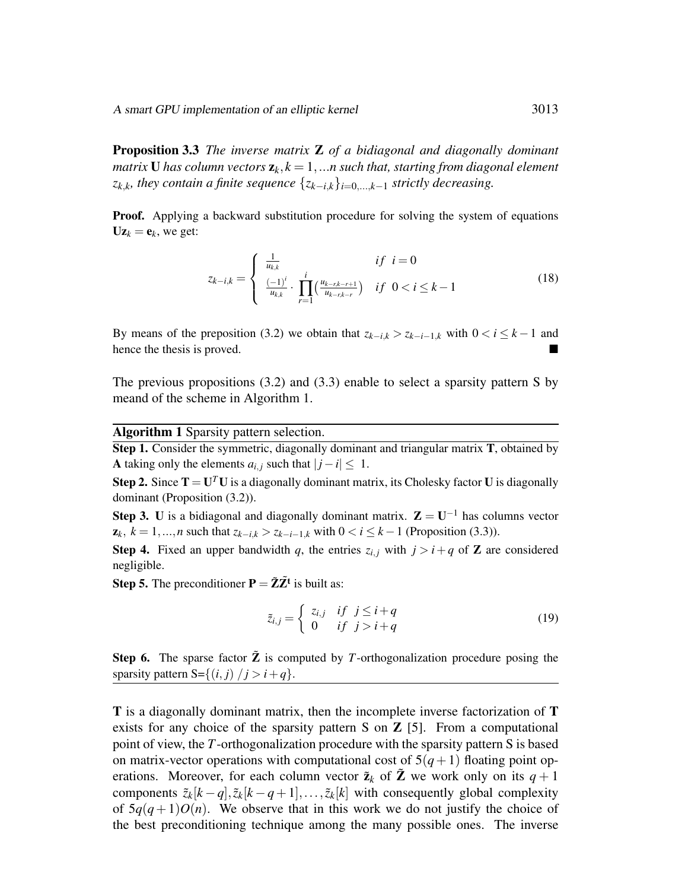**Proposition 3.3** *The inverse matrix* $\mathbf{Z}$ *of a bidiagonal and diagonally dominant matrix* $\mathbf{U}$ *has column vectors* $\mathbf{z}_k, k = 1, \ldots n$ *such that, starting from diagonal element* $z_{k,k}$*, they contain a finite sequence* $\{z_{k-i,k}\}_{i=0,\ldots,k-1}$ *strictly decreasing.*

**Proof.** Applying a backward substitution procedure for solving the system of equations $\mathbf{U}\mathbf{z}_k = \mathbf{e}_k$, we get:

$$z_{k-i,k} = \begin{cases} \frac{1}{u_{k,k}} & if \;\; i = 0 \\ \frac{(-1)^i}{u_{k,k}} \cdot \prod_{r=1}^{i} \left( \frac{u_{k-r,k-r+1}}{u_{k-r,k-r}} \right) & if \;\; 0 < i \leq k-1 \end{cases} \tag{18}$$

By means of the preposition (3.2) we obtain that $z_{k-i,k} > z_{k-i-1,k}$ with $0 < i \leq k-1$ and hence the thesis is proved. ■

The previous propositions (3.2) and (3.3) enable to select a sparsity pattern S by meand of the scheme in Algorithm 1.

**Algorithm 1** Sparsity pattern selection.

**Step 1.** Consider the symmetric, diagonally dominant and triangular matrix $\mathbf{T}$, obtained by $\mathbf{A}$ taking only the elements $a_{i,j}$ such that $|j-i| \leq 1$.

**Step 2.** Since $\mathbf{T} = \mathbf{U}^T\mathbf{U}$ is a diagonally dominant matrix, its Cholesky factor $\mathbf{U}$ is diagonally dominant (Proposition (3.2)).

**Step 3.** $\mathbf{U}$ is a bidiagonal and diagonally dominant matrix. $\mathbf{Z} = \mathbf{U}^{-1}$ has columns vector $\mathbf{z}_k$, $k = 1, \ldots, n$ such that $z_{k-i,k} > z_{k-i-1,k}$ with $0 < i \leq k-1$ (Proposition (3.3)).

**Step 4.** Fixed an upper bandwidth $q$, the entries $z_{i,j}$ with $j > i + q$ of $\mathbf{Z}$ are considered negligible.

**Step 5.** The preconditioner $\mathbf{P} = \tilde{\mathbf{Z}}\tilde{\mathbf{Z}}^{\mathbf{t}}$ is built as:

$$\tilde{z}_{i,j} = \begin{cases} z_{i,j} & if \;\; j \leq i + q \\ 0 & if \;\; j > i + q \end{cases} \tag{19}$$

**Step 6.** The sparse factor $\tilde{\mathbf{Z}}$ is computed by $T$-orthogonalization procedure posing the sparsity pattern S$=\{(i,j) \, / \, j > i + q\}$.

$\mathbf{T}$ is a diagonally dominant matrix, then the incomplete inverse factorization of $\mathbf{T}$ exists for any choice of the sparsity pattern S on $\mathbf{Z}$ [5]. From a computational point of view, the $T$-orthogonalization procedure with the sparsity pattern S is based on matrix-vector operations with computational cost of $5(q+1)$ floating point operations. Moreover, for each column vector $\tilde{\mathbf{z}}_k$ of $\tilde{\mathbf{Z}}$ we work only on its $q+1$ components $\tilde{z}_k[k-q], \tilde{z}_k[k-q+1], \ldots, \tilde{z}_k[k]$ with consequently global complexity of $5q(q+1)O(n)$. We observe that in this work we do not justify the choice of the best preconditioning technique among the many possible ones. The inverse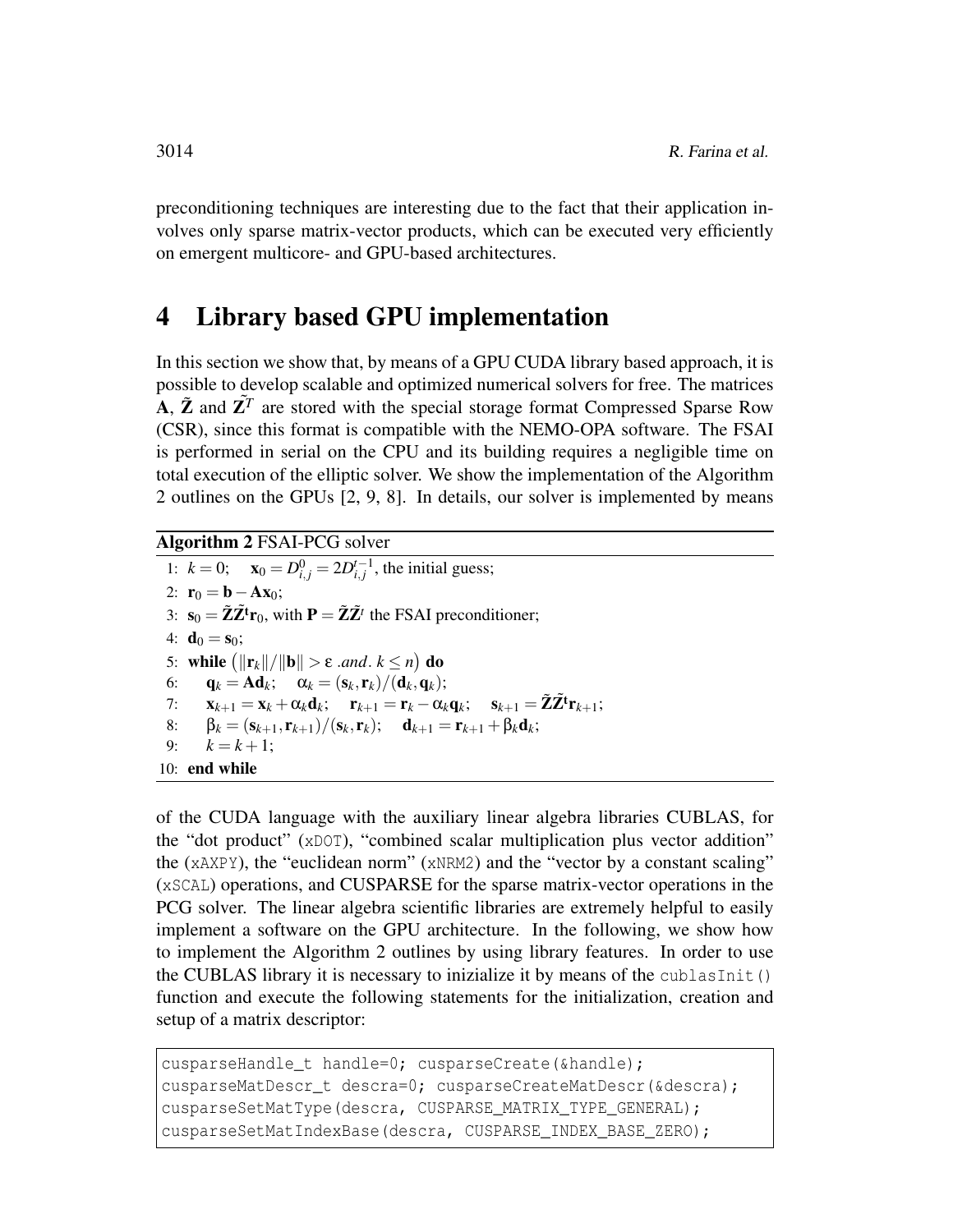preconditioning techniques are interesting due to the fact that their application involves only sparse matrix-vector products, which can be executed very efficiently on emergent multicore- and GPU-based architectures.

# 4 Library based GPU implementation

In this section we show that, by means of a GPU CUDA library based approach, it is possible to develop scalable and optimized numerical solvers for free. The matrices $\mathbf{A}$, $\tilde{\mathbf{Z}}$ and $\tilde{\mathbf{Z}}^T$ are stored with the special storage format Compressed Sparse Row (CSR), since this format is compatible with the NEMO-OPA software. The FSAI is performed in serial on the CPU and its building requires a negligible time on total execution of the elliptic solver. We show the implementation of the Algorithm 2 outlines on the GPUs [2, 9, 8]. In details, our solver is implemented by means

**Algorithm 2** FSAI-PCG solver

1: $k = 0$; $\quad \mathbf{x}_0 = D^0_{i,j} = 2D^{t-1}_{i,j}$, the initial guess;
2: $\mathbf{r}_0 = \mathbf{b} - \mathbf{A}\mathbf{x}_0$;
3: $\mathbf{s}_0 = \tilde{\mathbf{Z}}\tilde{\mathbf{Z}}^{\mathbf{t}}\mathbf{r}_0$, with $\mathbf{P} = \tilde{\mathbf{Z}}\tilde{\mathbf{Z}}^t$ the FSAI preconditioner;
4: $\mathbf{d}_0 = \mathbf{s}_0$;
5: **while** $\left(\|\mathbf{r}_k\|/\|\mathbf{b}\| > \varepsilon \text{ .and. } k \leq n\right)$ **do**
6: $\quad \mathbf{q}_k = \mathbf{A}\mathbf{d}_k$; $\quad \alpha_k = (\mathbf{s}_k, \mathbf{r}_k)/(\mathbf{d}_k, \mathbf{q}_k)$;
7: $\quad \mathbf{x}_{k+1} = \mathbf{x}_k + \alpha_k \mathbf{d}_k$; $\quad \mathbf{r}_{k+1} = \mathbf{r}_k - \alpha_k \mathbf{q}_k$; $\quad \mathbf{s}_{k+1} = \tilde{\mathbf{Z}}\tilde{\mathbf{Z}}^{\mathbf{t}}\mathbf{r}_{k+1}$;
8: $\quad \beta_k = (\mathbf{s}_{k+1}, \mathbf{r}_{k+1})/(\mathbf{s}_k, \mathbf{r}_k)$; $\quad \mathbf{d}_{k+1} = \mathbf{r}_{k+1} + \beta_k \mathbf{d}_k$;
9: $\quad k = k + 1$;
10: **end while**

of the CUDA language with the auxiliary linear algebra libraries CUBLAS, for the "dot product" (`xDOT`), "combined scalar multiplication plus vector addition" the (`xAXPY`), the "euclidean norm" (`xNRM2`) and the "vector by a constant scaling" (`xSCAL`) operations, and CUSPARSE for the sparse matrix-vector operations in the PCG solver. The linear algebra scientific libraries are extremely helpful to easily implement a software on the GPU architecture. In the following, we show how to implement the Algorithm 2 outlines by using library features. In order to use the CUBLAS library it is necessary to inizialize it by means of the `cublasInit()` function and execute the following statements for the initialization, creation and setup of a matrix descriptor:

```
cusparseHandle_t handle=0; cusparseCreate(&handle);
cusparseMatDescr_t descra=0; cusparseCreateMatDescr(&descra);
cusparseSetMatType(descra, CUSPARSE_MATRIX_TYPE_GENERAL);
cusparseSetMatIndexBase(descra, CUSPARSE_INDEX_BASE_ZERO);
```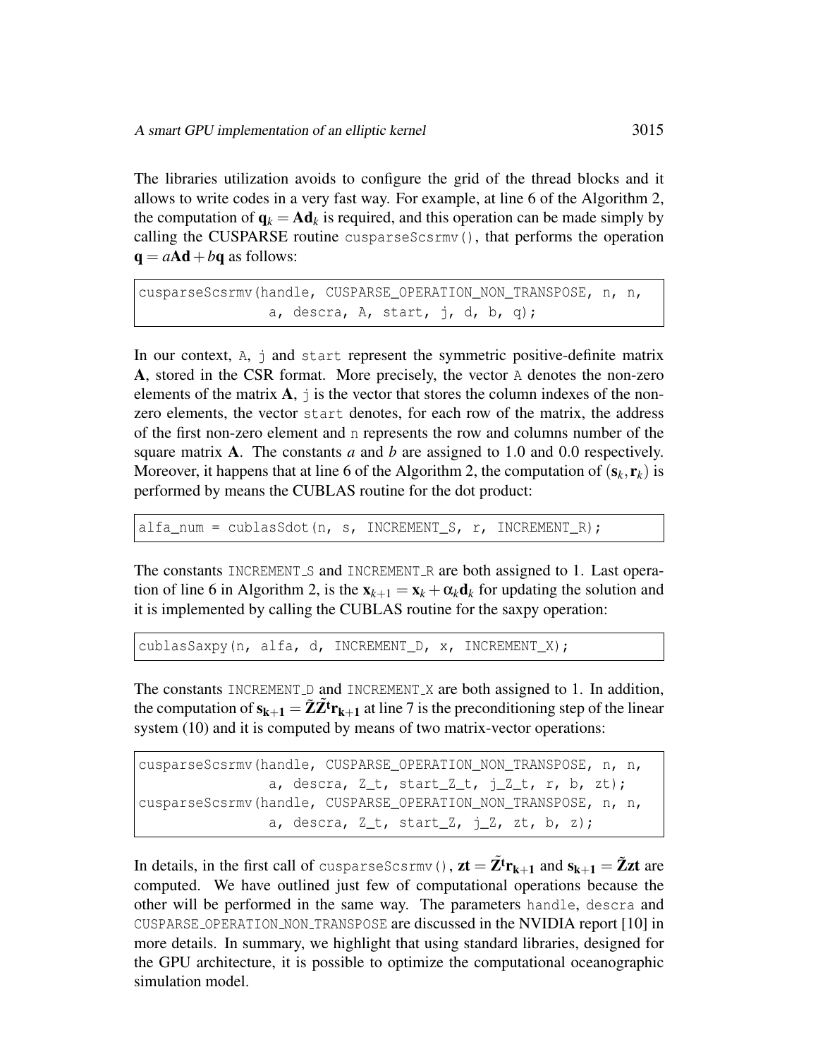The libraries utilization avoids to configure the grid of the thread blocks and it allows to write codes in a very fast way. For example, at line 6 of the Algorithm 2, the computation of $\mathbf{q}_k = \mathbf{A}\mathbf{d}_k$ is required, and this operation can be made simply by calling the CUSPARSE routine `cusparseScsrmv()`, that performs the operation $\mathbf{q} = a\mathbf{A}\mathbf{d} + b\mathbf{q}$ as follows:

```
cusparseScsrmv(handle, CUSPARSE_OPERATION_NON_TRANSPOSE, n, n,
                a, descra, A, start, j, d, b, q);
```

In our context, `A`, `j` and `start` represent the symmetric positive-definite matrix $\mathbf{A}$, stored in the CSR format. More precisely, the vector `A` denotes the non-zero elements of the matrix $\mathbf{A}$, `j` is the vector that stores the column indexes of the non-zero elements, the vector `start` denotes, for each row of the matrix, the address of the first non-zero element and `n` represents the row and columns number of the square matrix $\mathbf{A}$. The constants $a$ and $b$ are assigned to 1.0 and 0.0 respectively. Moreover, it happens that at line 6 of the Algorithm 2, the computation of $(\mathbf{s}_k, \mathbf{r}_k)$ is performed by means the CUBLAS routine for the dot product:

```
alfa_num = cublasSdot(n, s, INCREMENT_S, r, INCREMENT_R);
```

The constants `INCREMENT_S` and `INCREMENT_R` are both assigned to 1. Last operation of line 6 in Algorithm 2, is the $\mathbf{x}_{k+1} = \mathbf{x}_k + \alpha_k \mathbf{d}_k$ for updating the solution and it is implemented by calling the CUBLAS routine for the saxpy operation:

```
cublasSaxpy(n, alfa, d, INCREMENT_D, x, INCREMENT_X);
```

The constants `INCREMENT_D` and `INCREMENT_X` are both assigned to 1. In addition, the computation of $\mathbf{s_{k+1}} = \mathbf{\tilde{Z}\tilde{Z}^t r_{k+1}}$ at line 7 is the preconditioning step of the linear system (10) and it is computed by means of two matrix-vector operations:

```
cusparseScsrmv(handle, CUSPARSE_OPERATION_NON_TRANSPOSE, n, n,
                a, descra, Z_t, start_Z_t, j_Z_t, r, b, zt);
cusparseScsrmv(handle, CUSPARSE_OPERATION_NON_TRANSPOSE, n, n,
                a, descra, Z_t, start_Z, j_Z, zt, b, z);
```

In details, in the first call of `cusparseScsrmv()`, $\mathbf{zt} = \mathbf{\tilde{Z}^t r_{k+1}}$ and $\mathbf{s_{k+1}} = \mathbf{\tilde{Z} zt}$ are computed. We have outlined just few of computational operations because the other will be performed in the same way. The parameters `handle`, `descra` and `CUSPARSE_OPERATION_NON_TRANSPOSE` are discussed in the NVIDIA report [10] in more details. In summary, we highlight that using standard libraries, designed for the GPU architecture, it is possible to optimize the computational oceanographic simulation model.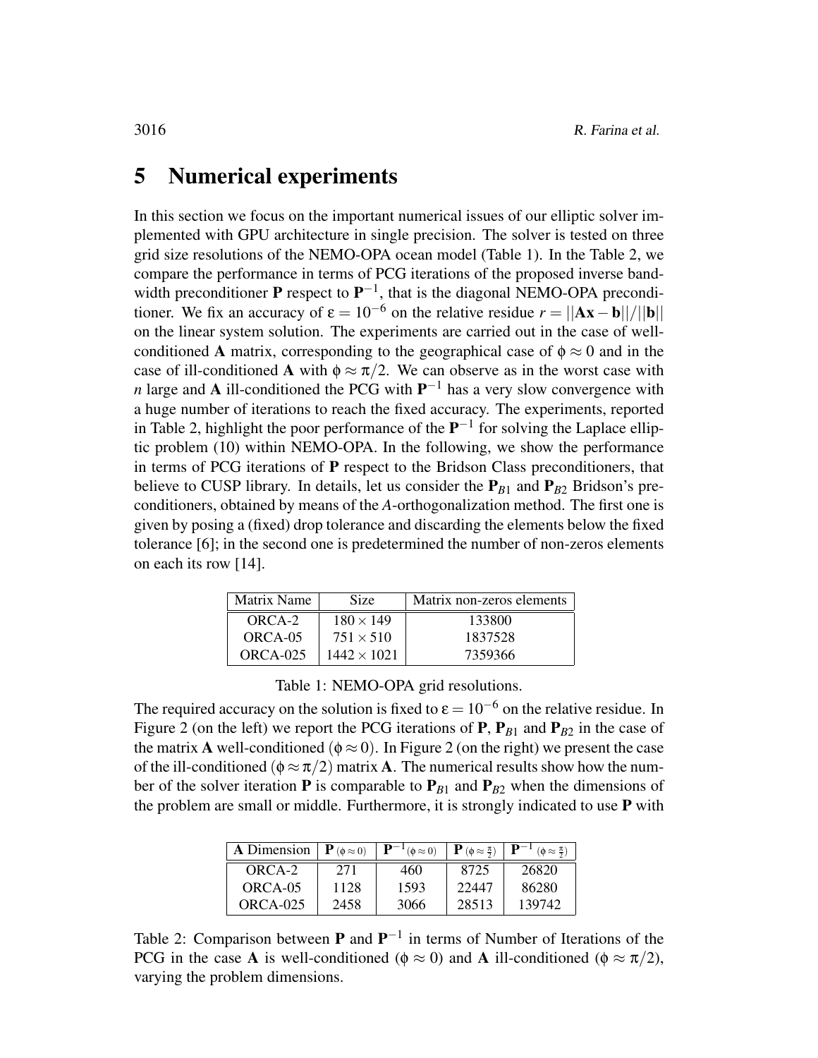# 5 Numerical experiments

In this section we focus on the important numerical issues of our elliptic solver implemented with GPU architecture in single precision. The solver is tested on three grid size resolutions of the NEMO-OPA ocean model (Table 1). In the Table 2, we compare the performance in terms of PCG iterations of the proposed inverse bandwidth preconditioner $\mathbf{P}$ respect to $\mathbf{P}^{-1}$, that is the diagonal NEMO-OPA preconditioner. We fix an accuracy of $\varepsilon = 10^{-6}$ on the relative residue $r = ||\mathbf{Ax} - \mathbf{b}||/||\mathbf{b}||$ on the linear system solution. The experiments are carried out in the case of well-conditioned $\mathbf{A}$ matrix, corresponding to the geographical case of $\phi \approx 0$ and in the case of ill-conditioned $\mathbf{A}$ with $\phi \approx \pi/2$. We can observe as in the worst case with $n$ large and $\mathbf{A}$ ill-conditioned the PCG with $\mathbf{P}^{-1}$ has a very slow convergence with a huge number of iterations to reach the fixed accuracy. The experiments, reported in Table 2, highlight the poor performance of the $\mathbf{P}^{-1}$ for solving the Laplace elliptic problem (10) within NEMO-OPA. In the following, we show the performance in terms of PCG iterations of $\mathbf{P}$ respect to the Bridson Class preconditioners, that believe to CUSP library. In details, let us consider the $\mathbf{P}_{B1}$ and $\mathbf{P}_{B2}$ Bridson's preconditioners, obtained by means of the $A$-orthogonalization method. The first one is given by posing a (fixed) drop tolerance and discarding the elements below the fixed tolerance [6]; in the second one is predetermined the number of non-zeros elements on each its row [14].

| Matrix Name | Size | Matrix non-zeros elements |
|---|---|---|
| ORCA-2 | $180 \times 149$ | 133800 |
| ORCA-05 | $751 \times 510$ | 1837528 |
| ORCA-025 | $1442 \times 1021$ | 7359366 |

Table 1: NEMO-OPA grid resolutions.

The required accuracy on the solution is fixed to $\varepsilon = 10^{-6}$ on the relative residue. In Figure 2 (on the left) we report the PCG iterations of $\mathbf{P}$, $\mathbf{P}_{B1}$ and $\mathbf{P}_{B2}$ in the case of the matrix $\mathbf{A}$ well-conditioned ($\phi \approx 0$). In Figure 2 (on the right) we present the case of the ill-conditioned ($\phi \approx \pi/2$) matrix $\mathbf{A}$. The numerical results show how the number of the solver iteration $\mathbf{P}$ is comparable to $\mathbf{P}_{B1}$ and $\mathbf{P}_{B2}$ when the dimensions of the problem are small or middle. Furthermore, it is strongly indicated to use $\mathbf{P}$ with

| $\mathbf{A}$ Dimension | $\mathbf{P}$ $(\phi \approx 0)$ | $\mathbf{P}^{-1}$ $(\phi \approx 0)$ | $\mathbf{P}$ $(\phi \approx \frac{\pi}{2})$ | $\mathbf{P}^{-1}$ $(\phi \approx \frac{\pi}{2})$ |
|---|---|---|---|---|
| ORCA-2 | 271 | 460 | 8725 | 26820 |
| ORCA-05 | 1128 | 1593 | 22447 | 86280 |
| ORCA-025 | 2458 | 3066 | 28513 | 139742 |

Table 2: Comparison between $\mathbf{P}$ and $\mathbf{P}^{-1}$ in terms of Number of Iterations of the PCG in the case $\mathbf{A}$ is well-conditioned ($\phi \approx 0$) and $\mathbf{A}$ ill-conditioned ($\phi \approx \pi/2$), varying the problem dimensions.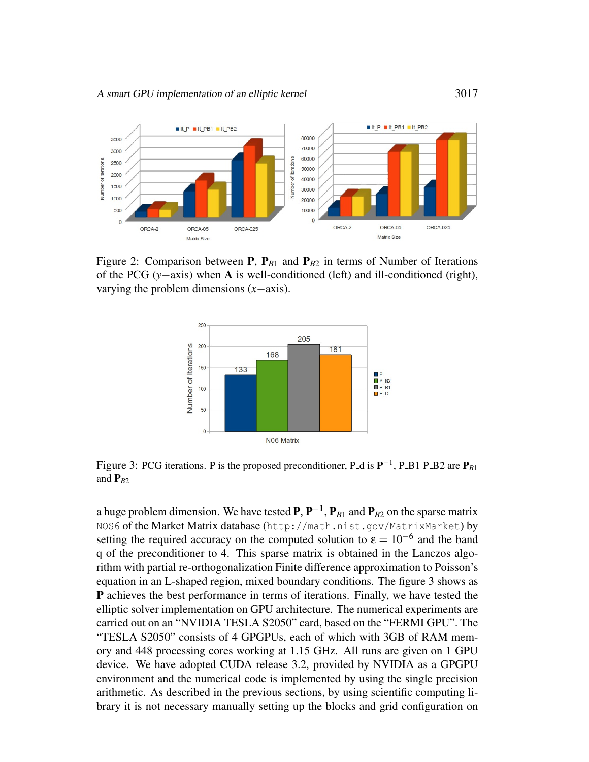Figure 2: Comparison between $\mathbf{P}$, $\mathbf{P}_{B1}$ and $\mathbf{P}_{B2}$ in terms of Number of Iterations of the PCG ($y-$axis) when $\mathbf{A}$ is well-conditioned (left) and ill-conditioned (right), varying the problem dimensions ($x-$axis).

Figure 3: PCG iterations. P is the proposed preconditioner, P_d is $\mathbf{P}^{-1}$, P_B1 P_B2 are $\mathbf{P}_{B1}$ and $\mathbf{P}_{B2}$

a huge problem dimension. We have tested $\mathbf{P}$, $\mathbf{P}^{-1}$, $\mathbf{P}_{B1}$ and $\mathbf{P}_{B2}$ on the sparse matrix `NOS6` of the Market Matrix database (`http://math.nist.gov/MatrixMarket`) by setting the required accuracy on the computed solution to $\varepsilon = 10^{-6}$ and the band q of the preconditioner to 4. This sparse matrix is obtained in the Lanczos algorithm with partial re-orthogonalization Finite difference approximation to Poisson's equation in an L-shaped region, mixed boundary conditions. The figure 3 shows as $\mathbf{P}$ achieves the best performance in terms of iterations. Finally, we have tested the elliptic solver implementation on GPU architecture. The numerical experiments are carried out on an "NVIDIA TESLA S2050" card, based on the "FERMI GPU". The "TESLA S2050" consists of 4 GPGPUs, each of which with 3GB of RAM memory and 448 processing cores working at 1.15 GHz. All runs are given on 1 GPU device. We have adopted CUDA release 3.2, provided by NVIDIA as a GPGPU environment and the numerical code is implemented by using the single precision arithmetic. As described in the previous sections, by using scientific computing library it is not necessary manually setting up the blocks and grid configuration on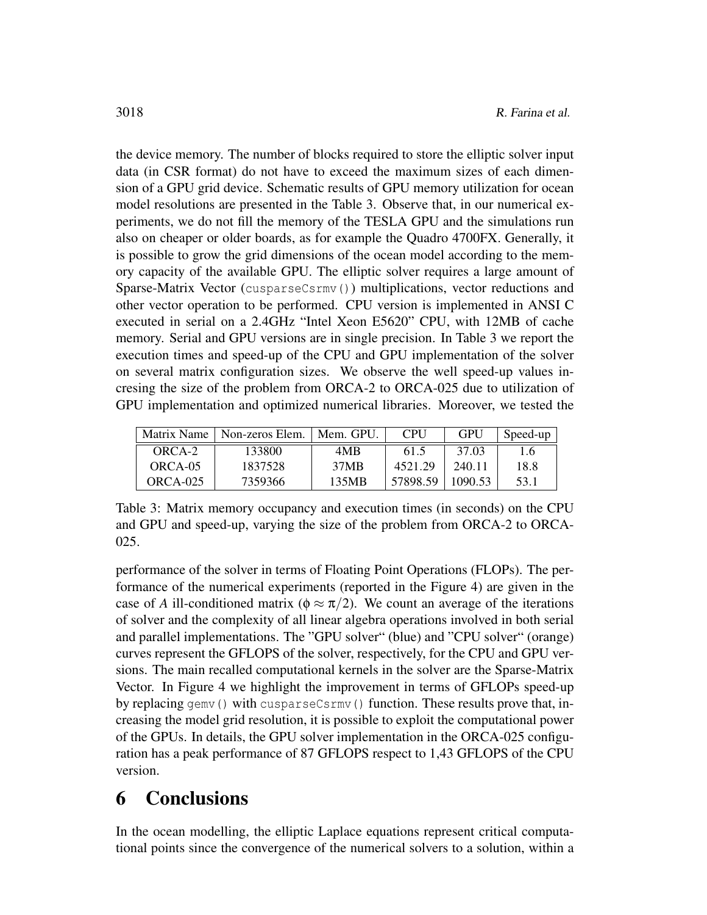the device memory. The number of blocks required to store the elliptic solver input data (in CSR format) do not have to exceed the maximum sizes of each dimension of a GPU grid device. Schematic results of GPU memory utilization for ocean model resolutions are presented in the Table 3. Observe that, in our numerical experiments, we do not fill the memory of the TESLA GPU and the simulations run also on cheaper or older boards, as for example the Quadro 4700FX. Generally, it is possible to grow the grid dimensions of the ocean model according to the memory capacity of the available GPU. The elliptic solver requires a large amount of Sparse-Matrix Vector (`cusparseCsrmv()`) multiplications, vector reductions and other vector operation to be performed. CPU version is implemented in ANSI C executed in serial on a 2.4GHz "Intel Xeon E5620" CPU, with 12MB of cache memory. Serial and GPU versions are in single precision. In Table 3 we report the execution times and speed-up of the CPU and GPU implementation of the solver on several matrix configuration sizes. We observe the well speed-up values incresing the size of the problem from ORCA-2 to ORCA-025 due to utilization of GPU implementation and optimized numerical libraries. Moreover, we tested the

| Matrix Name | Non-zeros Elem. | Mem. GPU. | CPU | GPU | Speed-up |
|---|---|---|---|---|---|
| ORCA-2 | 133800 | 4MB | 61.5 | 37.03 | 1.6 |
| ORCA-05 | 1837528 | 37MB | 4521.29 | 240.11 | 18.8 |
| ORCA-025 | 7359366 | 135MB | 57898.59 | 1090.53 | 53.1 |

Table 3: Matrix memory occupancy and execution times (in seconds) on the CPU and GPU and speed-up, varying the size of the problem from ORCA-2 to ORCA-025.

performance of the solver in terms of Floating Point Operations (FLOPs). The performance of the numerical experiments (reported in the Figure 4) are given in the case of $A$ ill-conditioned matrix ($\phi \approx \pi/2$). We count an average of the iterations of solver and the complexity of all linear algebra operations involved in both serial and parallel implementations. The "GPU solver" (blue) and "CPU solver" (orange) curves represent the GFLOPS of the solver, respectively, for the CPU and GPU versions. The main recalled computational kernels in the solver are the Sparse-Matrix Vector. In Figure 4 we highlight the improvement in terms of GFLOPs speed-up by replacing `gemv()` with `cusparseCsrmv()` function. These results prove that, increasing the model grid resolution, it is possible to exploit the computational power of the GPUs. In details, the GPU solver implementation in the ORCA-025 configuration has a peak performance of 87 GFLOPS respect to 1,43 GFLOPS of the CPU version.

# 6 Conclusions

In the ocean modelling, the elliptic Laplace equations represent critical computational points since the convergence of the numerical solvers to a solution, within a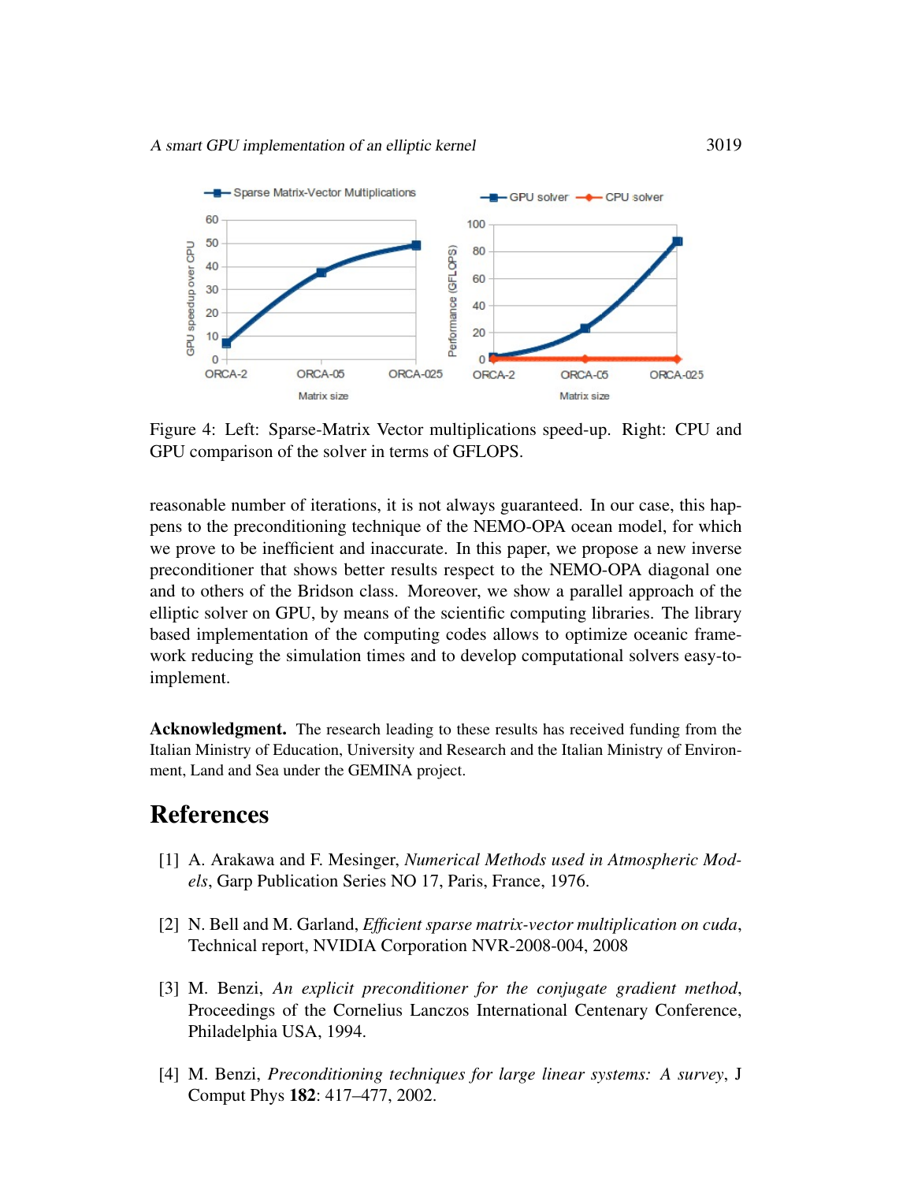Figure 4: Left: Sparse-Matrix Vector multiplications speed-up. Right: CPU and GPU comparison of the solver in terms of GFLOPS.

reasonable number of iterations, it is not always guaranteed. In our case, this happens to the preconditioning technique of the NEMO-OPA ocean model, for which we prove to be inefficient and inaccurate. In this paper, we propose a new inverse preconditioner that shows better results respect to the NEMO-OPA diagonal one and to others of the Bridson class. Moreover, we show a parallel approach of the elliptic solver on GPU, by means of the scientific computing libraries. The library based implementation of the computing codes allows to optimize oceanic framework reducing the simulation times and to develop computational solvers easy-to-implement.

**Acknowledgment.** The research leading to these results has received funding from the Italian Ministry of Education, University and Research and the Italian Ministry of Environment, Land and Sea under the GEMINA project.

## References

[1] A. Arakawa and F. Mesinger, *Numerical Methods used in Atmospheric Models*, Garp Publication Series NO 17, Paris, France, 1976.

[2] N. Bell and M. Garland, *Efficient sparse matrix-vector multiplication on cuda*, Technical report, NVIDIA Corporation NVR-2008-004, 2008

[3] M. Benzi, *An explicit preconditioner for the conjugate gradient method*, Proceedings of the Cornelius Lanczos International Centenary Conference, Philadelphia USA, 1994.

[4] M. Benzi, *Preconditioning techniques for large linear systems: A survey*, J Comput Phys **182**: 417–477, 2002.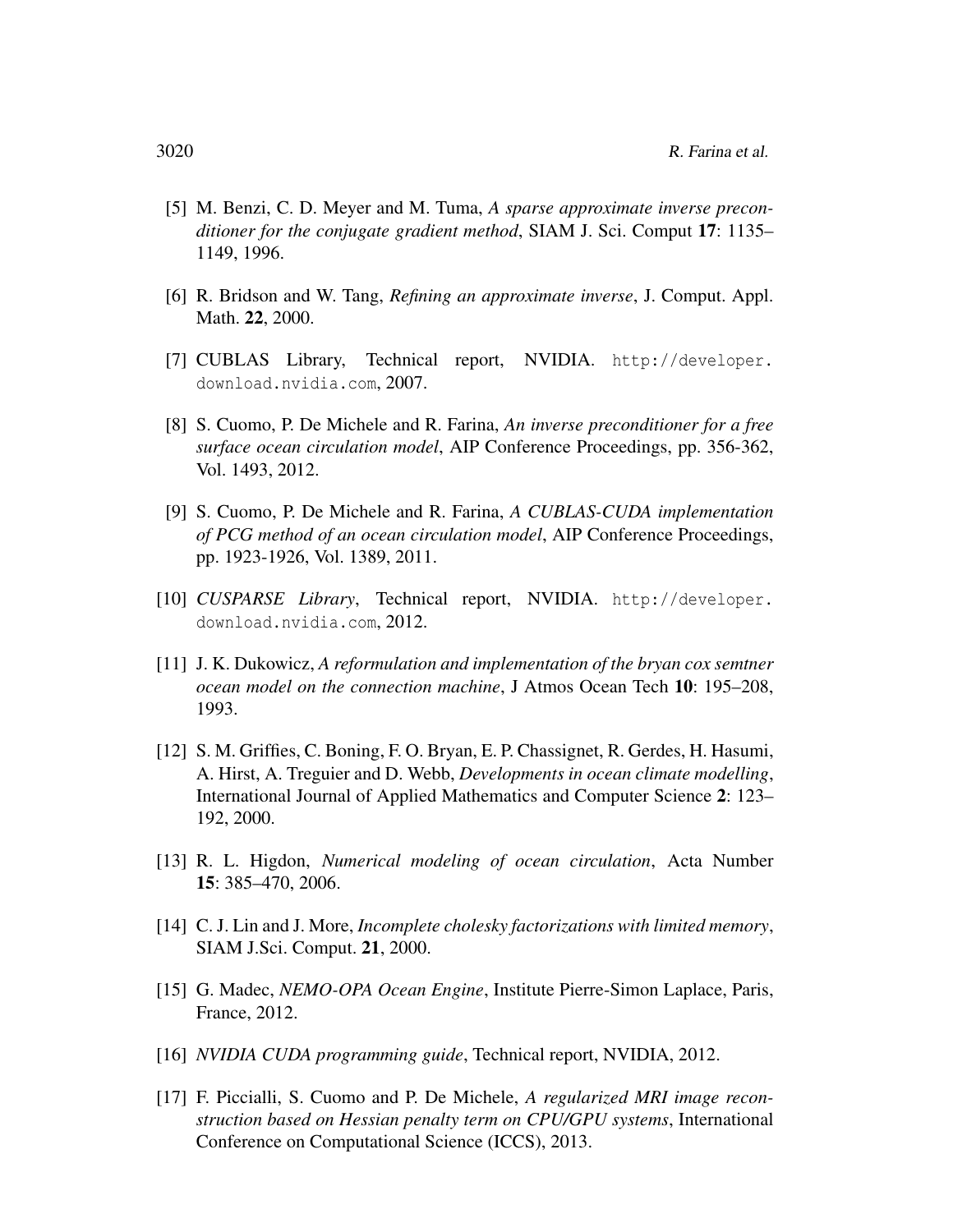[5] M. Benzi, C. D. Meyer and M. Tuma, *A sparse approximate inverse preconditioner for the conjugate gradient method*, SIAM J. Sci. Comput **17**: 1135–1149, 1996.

[6] R. Bridson and W. Tang, *Refining an approximate inverse*, J. Comput. Appl. Math. **22**, 2000.

[7] CUBLAS Library, Technical report, NVIDIA. `http://developer.download.nvidia.com`, 2007.

[8] S. Cuomo, P. De Michele and R. Farina, *An inverse preconditioner for a free surface ocean circulation model*, AIP Conference Proceedings, pp. 356-362, Vol. 1493, 2012.

[9] S. Cuomo, P. De Michele and R. Farina, *A CUBLAS-CUDA implementation of PCG method of an ocean circulation model*, AIP Conference Proceedings, pp. 1923-1926, Vol. 1389, 2011.

[10] *CUSPARSE Library*, Technical report, NVIDIA. `http://developer.download.nvidia.com`, 2012.

[11] J. K. Dukowicz, *A reformulation and implementation of the bryan cox semtner ocean model on the connection machine*, J Atmos Ocean Tech **10**: 195–208, 1993.

[12] S. M. Griffies, C. Boning, F. O. Bryan, E. P. Chassignet, R. Gerdes, H. Hasumi, A. Hirst, A. Treguier and D. Webb, *Developments in ocean climate modelling*, International Journal of Applied Mathematics and Computer Science **2**: 123–192, 2000.

[13] R. L. Higdon, *Numerical modeling of ocean circulation*, Acta Number **15**: 385–470, 2006.

[14] C. J. Lin and J. More, *Incomplete cholesky factorizations with limited memory*, SIAM J.Sci. Comput. **21**, 2000.

[15] G. Madec, *NEMO-OPA Ocean Engine*, Institute Pierre-Simon Laplace, Paris, France, 2012.

[16] *NVIDIA CUDA programming guide*, Technical report, NVIDIA, 2012.

[17] F. Piccialli, S. Cuomo and P. De Michele, *A regularized MRI image reconstruction based on Hessian penalty term on CPU/GPU systems*, International Conference on Computational Science (ICCS), 2013.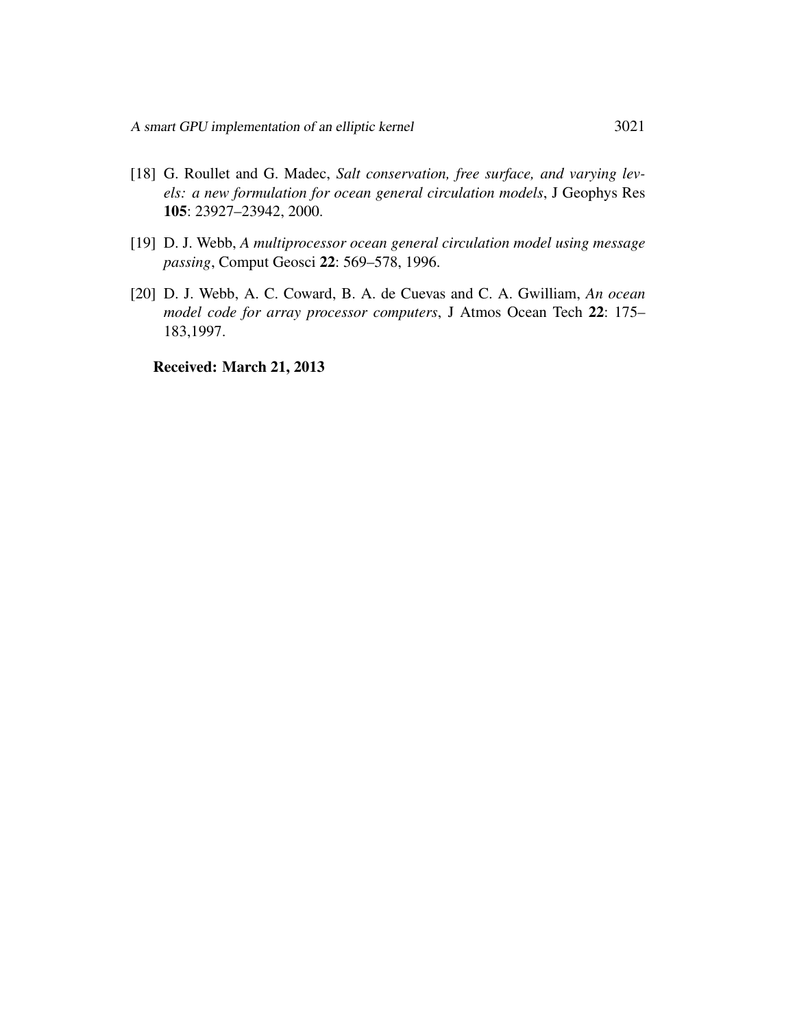[18] G. Roullet and G. Madec, *Salt conservation, free surface, and varying levels: a new formulation for ocean general circulation models*, J Geophys Res **105**: 23927–23942, 2000.

[19] D. J. Webb, *A multiprocessor ocean general circulation model using message passing*, Comput Geosci **22**: 569–578, 1996.

[20] D. J. Webb, A. C. Coward, B. A. de Cuevas and C. A. Gwilliam, *An ocean model code for array processor computers*, J Atmos Ocean Tech **22**: 175–183,1997.

**Received: March 21, 2013**